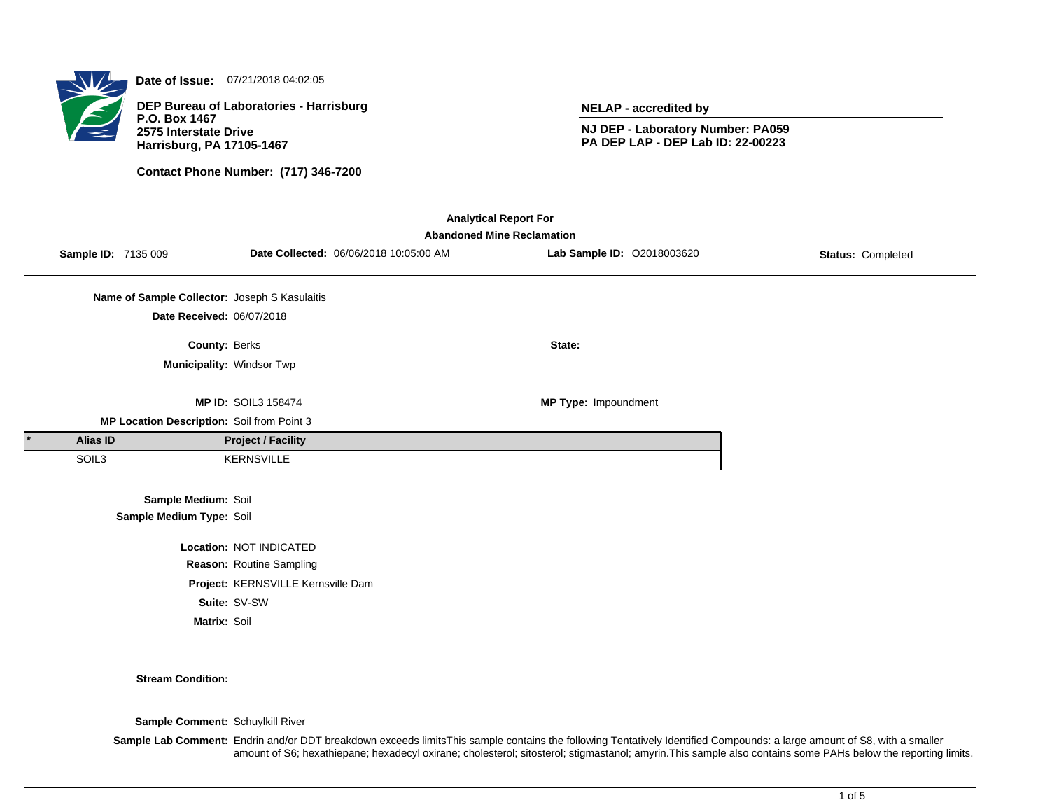**Date of Issue:** 07/21/2018 04:02:05

**DEP Bureau of Laboratories - Harrisburg**
**P.O. Box 1467**
**2575 Interstate Drive**
**Harrisburg, PA 17105-1467**

**Contact Phone Number: (717) 346-7200**

**NELAP - accredited by**

**NJ DEP - Laboratory Number: PA059**
**PA DEP LAP - DEP Lab ID: 22-00223**

## Analytical Report For
## Abandoned Mine Reclamation

**Sample ID:** 7135 009 **Date Collected:** 06/06/2018 10:05:00 AM **Lab Sample ID:** O2018003620 **Status:** Completed

**Name of Sample Collector:** Joseph S Kasulaitis

**Date Received:** 06/07/2018

**County:** Berks **State:**

**Municipality:** Windsor Twp

**MP ID:** SOIL3 158474 **MP Type:** Impoundment

**MP Location Description:** Soil from Point 3

| * | Alias ID | Project / Facility |
|---|---|---|
| | SOIL3 | KERNSVILLE |

**Sample Medium:** Soil
**Sample Medium Type:** Soil

**Location:** NOT INDICATED
**Reason:** Routine Sampling
**Project:** KERNSVILLE Kernsville Dam
**Suite:** SV-SW
**Matrix:** Soil

**Stream Condition:**

**Sample Comment:** Schuylkill River

**Sample Lab Comment:** Endrin and/or DDT breakdown exceeds limitsThis sample contains the following Tentatively Identified Compounds: a large amount of S8, with a smaller amount of S6; hexathiepane; hexadecyl oxirane; cholesterol; sitosterol; stigmastanol; amyrin.This sample also contains some PAHs below the reporting limits.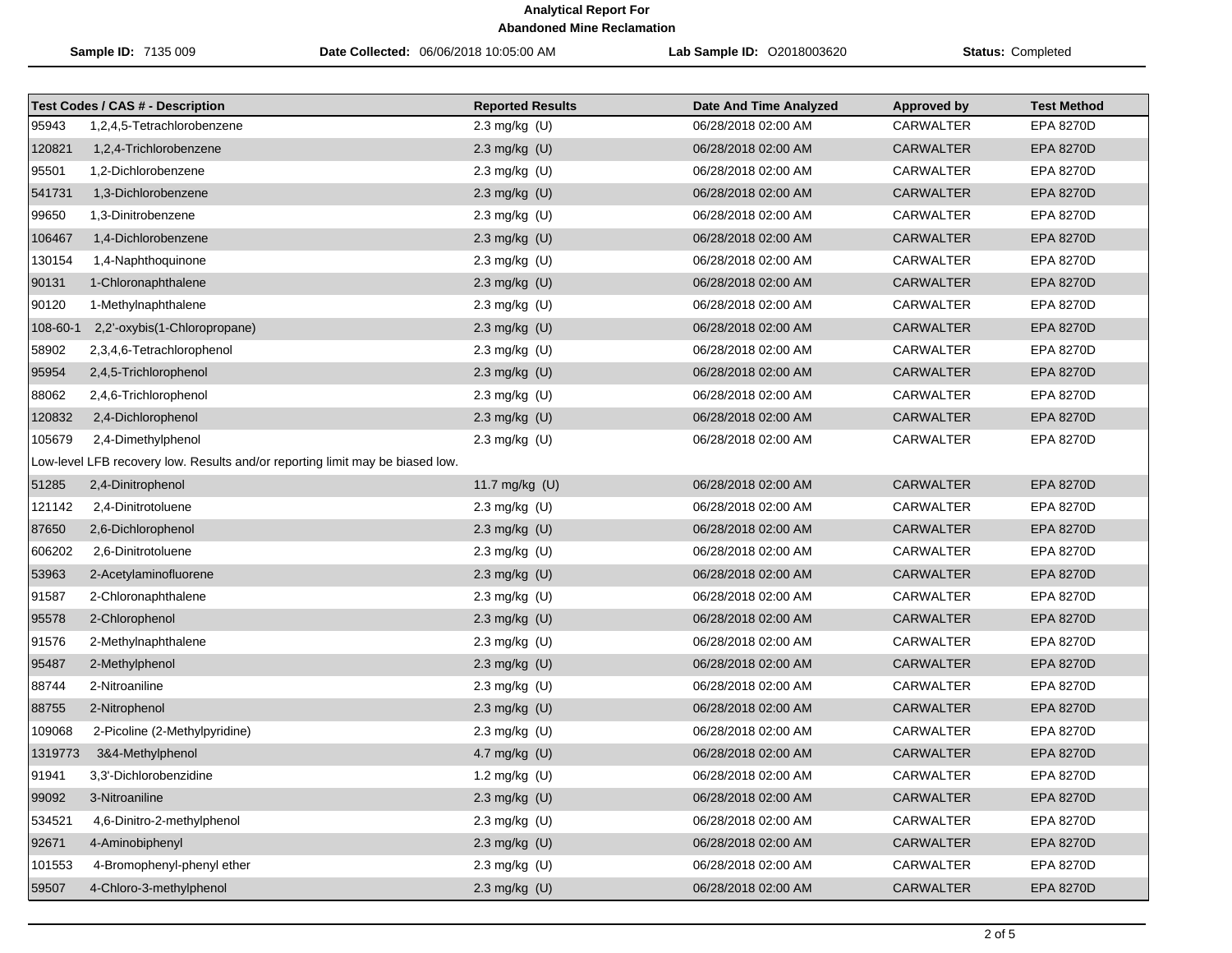**Analytical Report For**
**Abandoned Mine Reclamation**

**Sample ID:** 7135 009 **Date Collected:** 06/06/2018 10:05:00 AM **Lab Sample ID:** O2018003620 **Status:** Completed

| Test Codes / CAS # - Description | | Reported Results | Date And Time Analyzed | Approved by | Test Method |
|---|---|---|---|---|---|
| 95943 | 1,2,4,5-Tetrachlorobenzene | 2.3 mg/kg (U) | 06/28/2018 02:00 AM | CARWALTER | EPA 8270D |
| 120821 | 1,2,4-Trichlorobenzene | 2.3 mg/kg (U) | 06/28/2018 02:00 AM | CARWALTER | EPA 8270D |
| 95501 | 1,2-Dichlorobenzene | 2.3 mg/kg (U) | 06/28/2018 02:00 AM | CARWALTER | EPA 8270D |
| 541731 | 1,3-Dichlorobenzene | 2.3 mg/kg (U) | 06/28/2018 02:00 AM | CARWALTER | EPA 8270D |
| 99650 | 1,3-Dinitrobenzene | 2.3 mg/kg (U) | 06/28/2018 02:00 AM | CARWALTER | EPA 8270D |
| 106467 | 1,4-Dichlorobenzene | 2.3 mg/kg (U) | 06/28/2018 02:00 AM | CARWALTER | EPA 8270D |
| 130154 | 1,4-Naphthoquinone | 2.3 mg/kg (U) | 06/28/2018 02:00 AM | CARWALTER | EPA 8270D |
| 90131 | 1-Chloronaphthalene | 2.3 mg/kg (U) | 06/28/2018 02:00 AM | CARWALTER | EPA 8270D |
| 90120 | 1-Methylnaphthalene | 2.3 mg/kg (U) | 06/28/2018 02:00 AM | CARWALTER | EPA 8270D |
| 108-60-1 | 2,2'-oxybis(1-Chloropropane) | 2.3 mg/kg (U) | 06/28/2018 02:00 AM | CARWALTER | EPA 8270D |
| 58902 | 2,3,4,6-Tetrachlorophenol | 2.3 mg/kg (U) | 06/28/2018 02:00 AM | CARWALTER | EPA 8270D |
| 95954 | 2,4,5-Trichlorophenol | 2.3 mg/kg (U) | 06/28/2018 02:00 AM | CARWALTER | EPA 8270D |
| 88062 | 2,4,6-Trichlorophenol | 2.3 mg/kg (U) | 06/28/2018 02:00 AM | CARWALTER | EPA 8270D |
| 120832 | 2,4-Dichlorophenol | 2.3 mg/kg (U) | 06/28/2018 02:00 AM | CARWALTER | EPA 8270D |
| 105679 | 2,4-Dimethylphenol | 2.3 mg/kg (U) | 06/28/2018 02:00 AM | CARWALTER | EPA 8270D |
| Low-level LFB recovery low. Results and/or reporting limit may be biased low. | | | | | |
| 51285 | 2,4-Dinitrophenol | 11.7 mg/kg (U) | 06/28/2018 02:00 AM | CARWALTER | EPA 8270D |
| 121142 | 2,4-Dinitrotoluene | 2.3 mg/kg (U) | 06/28/2018 02:00 AM | CARWALTER | EPA 8270D |
| 87650 | 2,6-Dichlorophenol | 2.3 mg/kg (U) | 06/28/2018 02:00 AM | CARWALTER | EPA 8270D |
| 606202 | 2,6-Dinitrotoluene | 2.3 mg/kg (U) | 06/28/2018 02:00 AM | CARWALTER | EPA 8270D |
| 53963 | 2-Acetylaminofluorene | 2.3 mg/kg (U) | 06/28/2018 02:00 AM | CARWALTER | EPA 8270D |
| 91587 | 2-Chloronaphthalene | 2.3 mg/kg (U) | 06/28/2018 02:00 AM | CARWALTER | EPA 8270D |
| 95578 | 2-Chlorophenol | 2.3 mg/kg (U) | 06/28/2018 02:00 AM | CARWALTER | EPA 8270D |
| 91576 | 2-Methylnaphthalene | 2.3 mg/kg (U) | 06/28/2018 02:00 AM | CARWALTER | EPA 8270D |
| 95487 | 2-Methylphenol | 2.3 mg/kg (U) | 06/28/2018 02:00 AM | CARWALTER | EPA 8270D |
| 88744 | 2-Nitroaniline | 2.3 mg/kg (U) | 06/28/2018 02:00 AM | CARWALTER | EPA 8270D |
| 88755 | 2-Nitrophenol | 2.3 mg/kg (U) | 06/28/2018 02:00 AM | CARWALTER | EPA 8270D |
| 109068 | 2-Picoline (2-Methylpyridine) | 2.3 mg/kg (U) | 06/28/2018 02:00 AM | CARWALTER | EPA 8270D |
| 1319773 | 3&4-Methylphenol | 4.7 mg/kg (U) | 06/28/2018 02:00 AM | CARWALTER | EPA 8270D |
| 91941 | 3,3'-Dichlorobenzidine | 1.2 mg/kg (U) | 06/28/2018 02:00 AM | CARWALTER | EPA 8270D |
| 99092 | 3-Nitroaniline | 2.3 mg/kg (U) | 06/28/2018 02:00 AM | CARWALTER | EPA 8270D |
| 534521 | 4,6-Dinitro-2-methylphenol | 2.3 mg/kg (U) | 06/28/2018 02:00 AM | CARWALTER | EPA 8270D |
| 92671 | 4-Aminobiphenyl | 2.3 mg/kg (U) | 06/28/2018 02:00 AM | CARWALTER | EPA 8270D |
| 101553 | 4-Bromophenyl-phenyl ether | 2.3 mg/kg (U) | 06/28/2018 02:00 AM | CARWALTER | EPA 8270D |
| 59507 | 4-Chloro-3-methylphenol | 2.3 mg/kg (U) | 06/28/2018 02:00 AM | CARWALTER | EPA 8270D |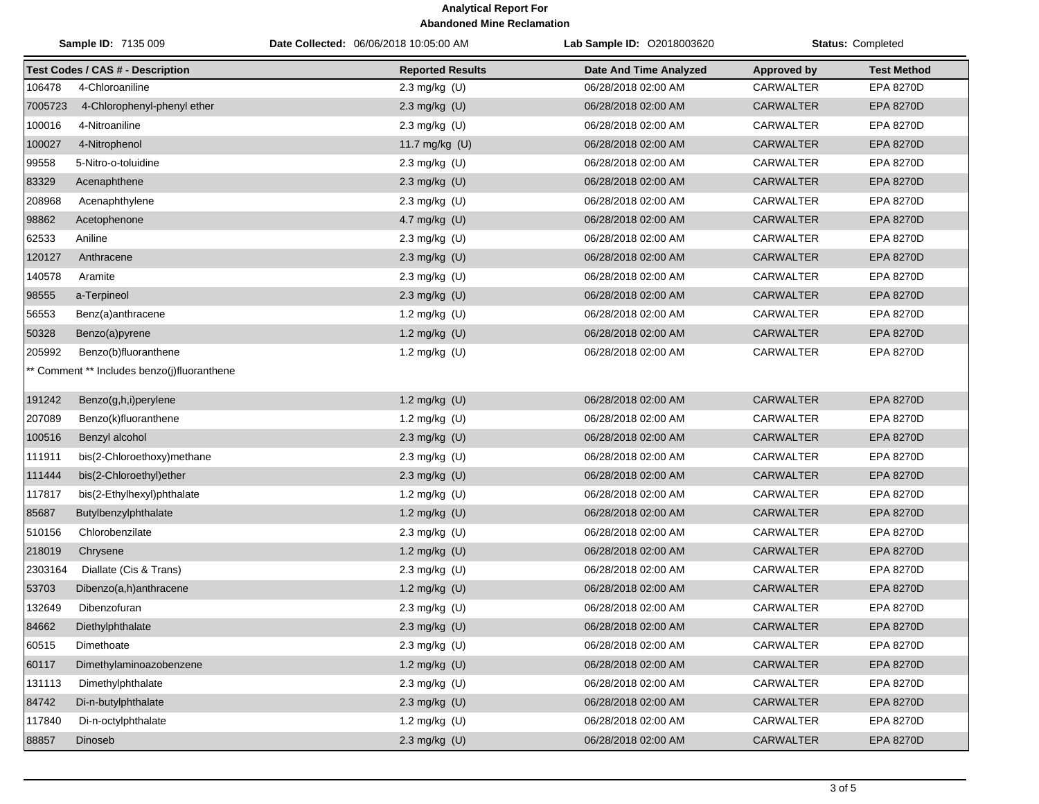**Analytical Report For**
**Abandoned Mine Reclamation**

**Sample ID:** 7135 009 | **Date Collected:** 06/06/2018 10:05:00 AM | **Lab Sample ID:** O2018003620 | **Status:** Completed

| Test Codes / CAS # - Description | Reported Results | Date And Time Analyzed | Approved by | Test Method |
|---|---|---|---|---|
| 106478 4-Chloroaniline | 2.3 mg/kg (U) | 06/28/2018 02:00 AM | CARWALTER | EPA 8270D |
| 7005723 4-Chlorophenyl-phenyl ether | 2.3 mg/kg (U) | 06/28/2018 02:00 AM | CARWALTER | EPA 8270D |
| 100016 4-Nitroaniline | 2.3 mg/kg (U) | 06/28/2018 02:00 AM | CARWALTER | EPA 8270D |
| 100027 4-Nitrophenol | 11.7 mg/kg (U) | 06/28/2018 02:00 AM | CARWALTER | EPA 8270D |
| 99558 5-Nitro-o-toluidine | 2.3 mg/kg (U) | 06/28/2018 02:00 AM | CARWALTER | EPA 8270D |
| 83329 Acenaphthene | 2.3 mg/kg (U) | 06/28/2018 02:00 AM | CARWALTER | EPA 8270D |
| 208968 Acenaphthylene | 2.3 mg/kg (U) | 06/28/2018 02:00 AM | CARWALTER | EPA 8270D |
| 98862 Acetophenone | 4.7 mg/kg (U) | 06/28/2018 02:00 AM | CARWALTER | EPA 8270D |
| 62533 Aniline | 2.3 mg/kg (U) | 06/28/2018 02:00 AM | CARWALTER | EPA 8270D |
| 120127 Anthracene | 2.3 mg/kg (U) | 06/28/2018 02:00 AM | CARWALTER | EPA 8270D |
| 140578 Aramite | 2.3 mg/kg (U) | 06/28/2018 02:00 AM | CARWALTER | EPA 8270D |
| 98555 a-Terpineol | 2.3 mg/kg (U) | 06/28/2018 02:00 AM | CARWALTER | EPA 8270D |
| 56553 Benz(a)anthracene | 1.2 mg/kg (U) | 06/28/2018 02:00 AM | CARWALTER | EPA 8270D |
| 50328 Benzo(a)pyrene | 1.2 mg/kg (U) | 06/28/2018 02:00 AM | CARWALTER | EPA 8270D |
| 205992 Benzo(b)fluoranthene | 1.2 mg/kg (U) | 06/28/2018 02:00 AM | CARWALTER | EPA 8270D |
| ** Comment ** Includes benzo(j)fluoranthene | | | | |
| 191242 Benzo(g,h,i)perylene | 1.2 mg/kg (U) | 06/28/2018 02:00 AM | CARWALTER | EPA 8270D |
| 207089 Benzo(k)fluoranthene | 1.2 mg/kg (U) | 06/28/2018 02:00 AM | CARWALTER | EPA 8270D |
| 100516 Benzyl alcohol | 2.3 mg/kg (U) | 06/28/2018 02:00 AM | CARWALTER | EPA 8270D |
| 111911 bis(2-Chloroethoxy)methane | 2.3 mg/kg (U) | 06/28/2018 02:00 AM | CARWALTER | EPA 8270D |
| 111444 bis(2-Chloroethyl)ether | 2.3 mg/kg (U) | 06/28/2018 02:00 AM | CARWALTER | EPA 8270D |
| 117817 bis(2-Ethylhexyl)phthalate | 1.2 mg/kg (U) | 06/28/2018 02:00 AM | CARWALTER | EPA 8270D |
| 85687 Butylbenzylphthalate | 1.2 mg/kg (U) | 06/28/2018 02:00 AM | CARWALTER | EPA 8270D |
| 510156 Chlorobenzilate | 2.3 mg/kg (U) | 06/28/2018 02:00 AM | CARWALTER | EPA 8270D |
| 218019 Chrysene | 1.2 mg/kg (U) | 06/28/2018 02:00 AM | CARWALTER | EPA 8270D |
| 2303164 Diallate (Cis & Trans) | 2.3 mg/kg (U) | 06/28/2018 02:00 AM | CARWALTER | EPA 8270D |
| 53703 Dibenzo(a,h)anthracene | 1.2 mg/kg (U) | 06/28/2018 02:00 AM | CARWALTER | EPA 8270D |
| 132649 Dibenzofuran | 2.3 mg/kg (U) | 06/28/2018 02:00 AM | CARWALTER | EPA 8270D |
| 84662 Diethylphthalate | 2.3 mg/kg (U) | 06/28/2018 02:00 AM | CARWALTER | EPA 8270D |
| 60515 Dimethoate | 2.3 mg/kg (U) | 06/28/2018 02:00 AM | CARWALTER | EPA 8270D |
| 60117 Dimethylaminoazobenzene | 1.2 mg/kg (U) | 06/28/2018 02:00 AM | CARWALTER | EPA 8270D |
| 131113 Dimethylphthalate | 2.3 mg/kg (U) | 06/28/2018 02:00 AM | CARWALTER | EPA 8270D |
| 84742 Di-n-butylphthalate | 2.3 mg/kg (U) | 06/28/2018 02:00 AM | CARWALTER | EPA 8270D |
| 117840 Di-n-octylphthalate | 1.2 mg/kg (U) | 06/28/2018 02:00 AM | CARWALTER | EPA 8270D |
| 88857 Dinoseb | 2.3 mg/kg (U) | 06/28/2018 02:00 AM | CARWALTER | EPA 8270D |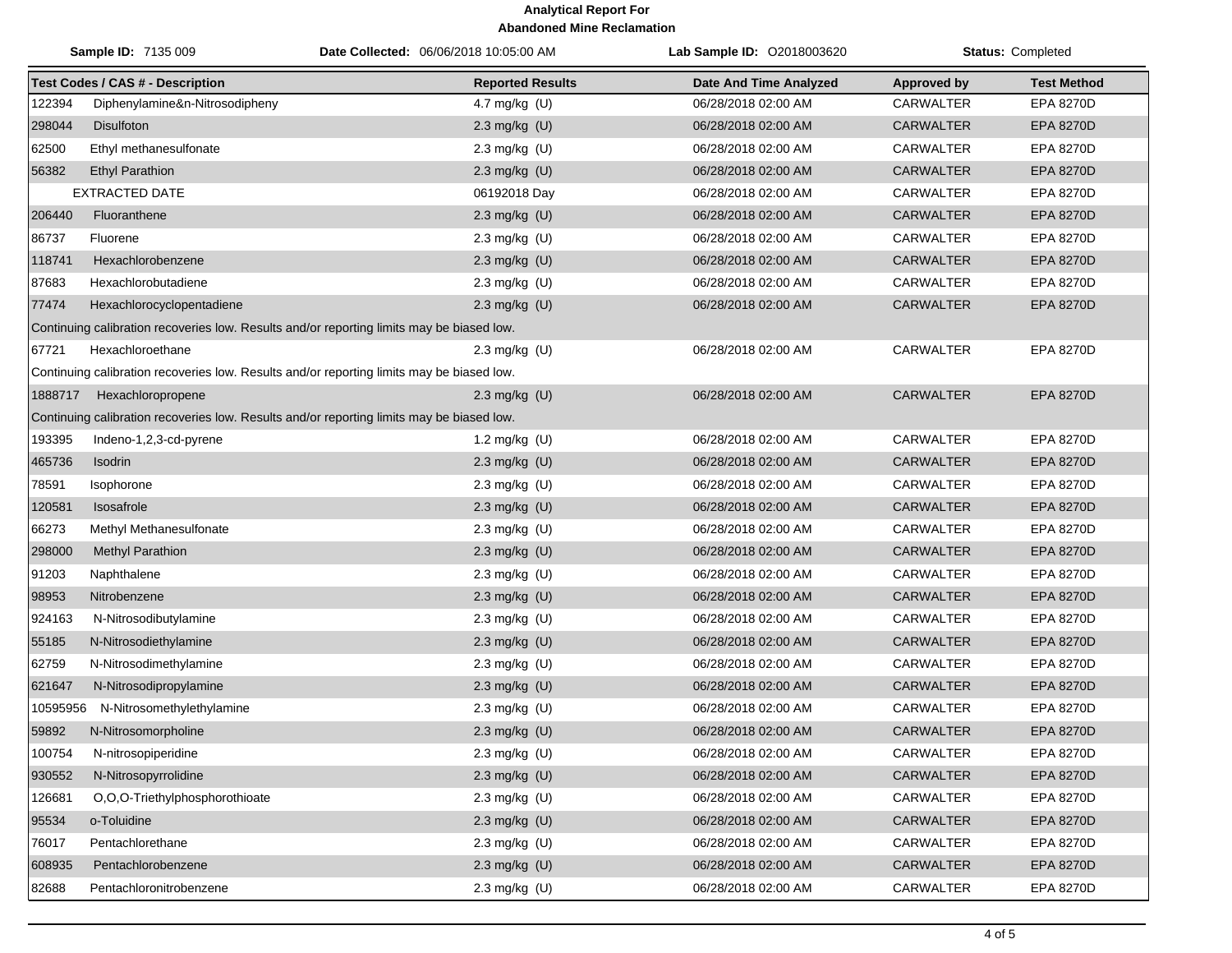**Analytical Report For**
**Abandoned Mine Reclamation**

**Sample ID:** 7135 009 **Date Collected:** 06/06/2018 10:05:00 AM **Lab Sample ID:** O2018003620 **Status:** Completed

| Test Codes / CAS # - Description | Reported Results | Date And Time Analyzed | Approved by | Test Method |
|---|---|---|---|---|
| 122394 Diphenylamine&n-Nitrosodipheny | 4.7 mg/kg (U) | 06/28/2018 02:00 AM | CARWALTER | EPA 8270D |
| 298044 Disulfoton | 2.3 mg/kg (U) | 06/28/2018 02:00 AM | CARWALTER | EPA 8270D |
| 62500 Ethyl methanesulfonate | 2.3 mg/kg (U) | 06/28/2018 02:00 AM | CARWALTER | EPA 8270D |
| 56382 Ethyl Parathion | 2.3 mg/kg (U) | 06/28/2018 02:00 AM | CARWALTER | EPA 8270D |
| EXTRACTED DATE | 06192018 Day | 06/28/2018 02:00 AM | CARWALTER | EPA 8270D |
| 206440 Fluoranthene | 2.3 mg/kg (U) | 06/28/2018 02:00 AM | CARWALTER | EPA 8270D |
| 86737 Fluorene | 2.3 mg/kg (U) | 06/28/2018 02:00 AM | CARWALTER | EPA 8270D |
| 118741 Hexachlorobenzene | 2.3 mg/kg (U) | 06/28/2018 02:00 AM | CARWALTER | EPA 8270D |
| 87683 Hexachlorobutadiene | 2.3 mg/kg (U) | 06/28/2018 02:00 AM | CARWALTER | EPA 8270D |
| 77474 Hexachlorocyclopentadiene | 2.3 mg/kg (U) | 06/28/2018 02:00 AM | CARWALTER | EPA 8270D |
| Continuing calibration recoveries low. Results and/or reporting limits may be biased low. | | | | |
| 67721 Hexachloroethane | 2.3 mg/kg (U) | 06/28/2018 02:00 AM | CARWALTER | EPA 8270D |
| Continuing calibration recoveries low. Results and/or reporting limits may be biased low. | | | | |
| 1888717 Hexachloropropene | 2.3 mg/kg (U) | 06/28/2018 02:00 AM | CARWALTER | EPA 8270D |
| Continuing calibration recoveries low. Results and/or reporting limits may be biased low. | | | | |
| 193395 Indeno-1,2,3-cd-pyrene | 1.2 mg/kg (U) | 06/28/2018 02:00 AM | CARWALTER | EPA 8270D |
| 465736 Isodrin | 2.3 mg/kg (U) | 06/28/2018 02:00 AM | CARWALTER | EPA 8270D |
| 78591 Isophorone | 2.3 mg/kg (U) | 06/28/2018 02:00 AM | CARWALTER | EPA 8270D |
| 120581 Isosafrole | 2.3 mg/kg (U) | 06/28/2018 02:00 AM | CARWALTER | EPA 8270D |
| 66273 Methyl Methanesulfonate | 2.3 mg/kg (U) | 06/28/2018 02:00 AM | CARWALTER | EPA 8270D |
| 298000 Methyl Parathion | 2.3 mg/kg (U) | 06/28/2018 02:00 AM | CARWALTER | EPA 8270D |
| 91203 Naphthalene | 2.3 mg/kg (U) | 06/28/2018 02:00 AM | CARWALTER | EPA 8270D |
| 98953 Nitrobenzene | 2.3 mg/kg (U) | 06/28/2018 02:00 AM | CARWALTER | EPA 8270D |
| 924163 N-Nitrosodibutylamine | 2.3 mg/kg (U) | 06/28/2018 02:00 AM | CARWALTER | EPA 8270D |
| 55185 N-Nitrosodiethylamine | 2.3 mg/kg (U) | 06/28/2018 02:00 AM | CARWALTER | EPA 8270D |
| 62759 N-Nitrosodimethylamine | 2.3 mg/kg (U) | 06/28/2018 02:00 AM | CARWALTER | EPA 8270D |
| 621647 N-Nitrosodipropylamine | 2.3 mg/kg (U) | 06/28/2018 02:00 AM | CARWALTER | EPA 8270D |
| 10595956 N-Nitrosomethylethylamine | 2.3 mg/kg (U) | 06/28/2018 02:00 AM | CARWALTER | EPA 8270D |
| 59892 N-Nitrosomorpholine | 2.3 mg/kg (U) | 06/28/2018 02:00 AM | CARWALTER | EPA 8270D |
| 100754 N-nitrosopiperidine | 2.3 mg/kg (U) | 06/28/2018 02:00 AM | CARWALTER | EPA 8270D |
| 930552 N-Nitrosopyrrolidine | 2.3 mg/kg (U) | 06/28/2018 02:00 AM | CARWALTER | EPA 8270D |
| 126681 O,O,O-Triethylphosphorothioate | 2.3 mg/kg (U) | 06/28/2018 02:00 AM | CARWALTER | EPA 8270D |
| 95534 o-Toluidine | 2.3 mg/kg (U) | 06/28/2018 02:00 AM | CARWALTER | EPA 8270D |
| 76017 Pentachlorethane | 2.3 mg/kg (U) | 06/28/2018 02:00 AM | CARWALTER | EPA 8270D |
| 608935 Pentachlorobenzene | 2.3 mg/kg (U) | 06/28/2018 02:00 AM | CARWALTER | EPA 8270D |
| 82688 Pentachloronitrobenzene | 2.3 mg/kg (U) | 06/28/2018 02:00 AM | CARWALTER | EPA 8270D |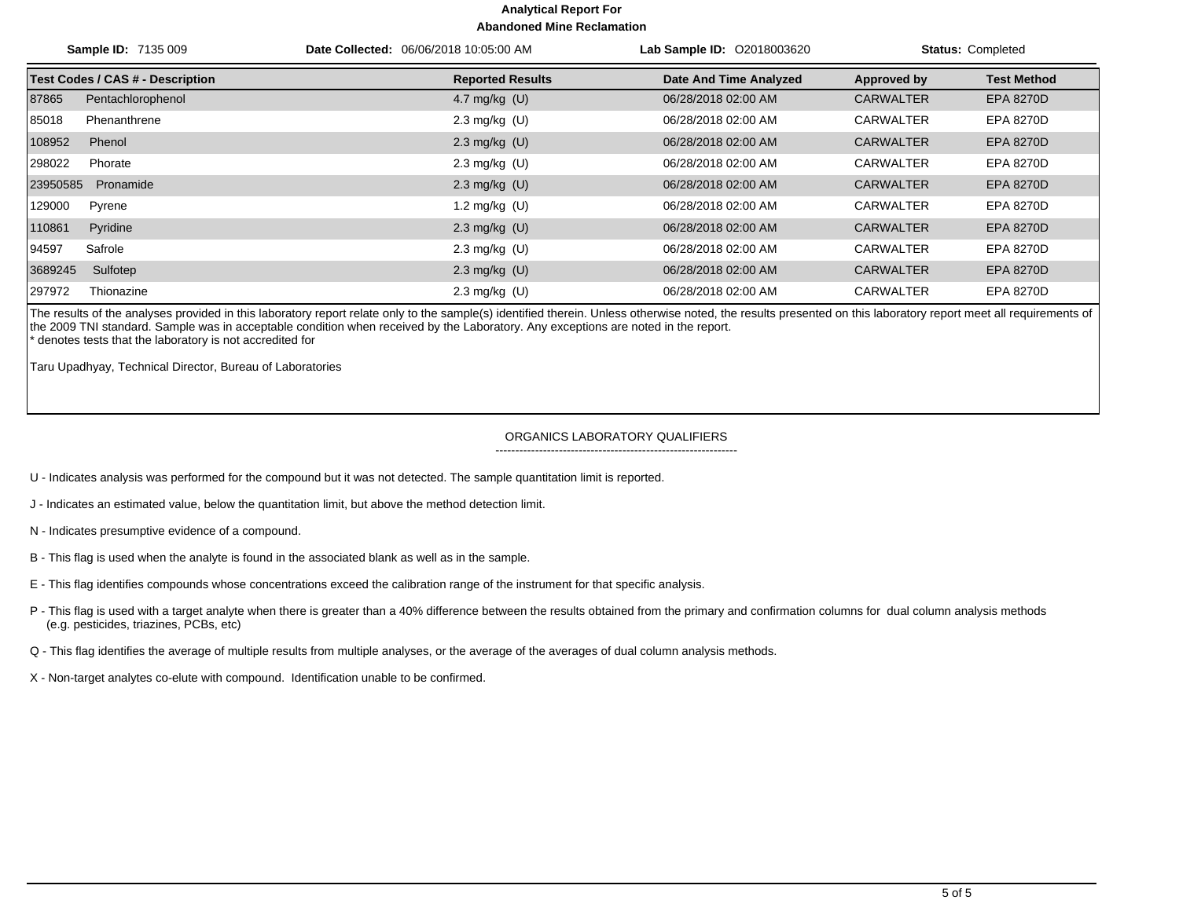**Analytical Report For**
**Abandoned Mine Reclamation**

**Sample ID:** 7135 009 **Date Collected:** 06/06/2018 10:05:00 AM **Lab Sample ID:** O2018003620 **Status:** Completed

| Test Codes / CAS # - Description | | Reported Results | Date And Time Analyzed | Approved by | Test Method |
|---|---|---|---|---|---|
| 87865 | Pentachlorophenol | 4.7 mg/kg (U) | 06/28/2018 02:00 AM | CARWALTER | EPA 8270D |
| 85018 | Phenanthrene | 2.3 mg/kg (U) | 06/28/2018 02:00 AM | CARWALTER | EPA 8270D |
| 108952 | Phenol | 2.3 mg/kg (U) | 06/28/2018 02:00 AM | CARWALTER | EPA 8270D |
| 298022 | Phorate | 2.3 mg/kg (U) | 06/28/2018 02:00 AM | CARWALTER | EPA 8270D |
| 23950585 | Pronamide | 2.3 mg/kg (U) | 06/28/2018 02:00 AM | CARWALTER | EPA 8270D |
| 129000 | Pyrene | 1.2 mg/kg (U) | 06/28/2018 02:00 AM | CARWALTER | EPA 8270D |
| 110861 | Pyridine | 2.3 mg/kg (U) | 06/28/2018 02:00 AM | CARWALTER | EPA 8270D |
| 94597 | Safrole | 2.3 mg/kg (U) | 06/28/2018 02:00 AM | CARWALTER | EPA 8270D |
| 3689245 | Sulfotep | 2.3 mg/kg (U) | 06/28/2018 02:00 AM | CARWALTER | EPA 8270D |
| 297972 | Thionazine | 2.3 mg/kg (U) | 06/28/2018 02:00 AM | CARWALTER | EPA 8270D |

The results of the analyses provided in this laboratory report relate only to the sample(s) identified therein. Unless otherwise noted, the results presented on this laboratory report meet all requirements of the 2009 TNI standard. Sample was in acceptable condition when received by the Laboratory. Any exceptions are noted in the report.
* denotes tests that the laboratory is not accredited for

Taru Upadhyay, Technical Director, Bureau of Laboratories

ORGANICS LABORATORY QUALIFIERS

U - Indicates analysis was performed for the compound but it was not detected. The sample quantitation limit is reported.

J - Indicates an estimated value, below the quantitation limit, but above the method detection limit.

N - Indicates presumptive evidence of a compound.

B - This flag is used when the analyte is found in the associated blank as well as in the sample.

E - This flag identifies compounds whose concentrations exceed the calibration range of the instrument for that specific analysis.

P - This flag is used with a target analyte when there is greater than a 40% difference between the results obtained from the primary and confirmation columns for dual column analysis methods (e.g. pesticides, triazines, PCBs, etc)

Q - This flag identifies the average of multiple results from multiple analyses, or the average of the averages of dual column analysis methods.

X - Non-target analytes co-elute with compound. Identification unable to be confirmed.